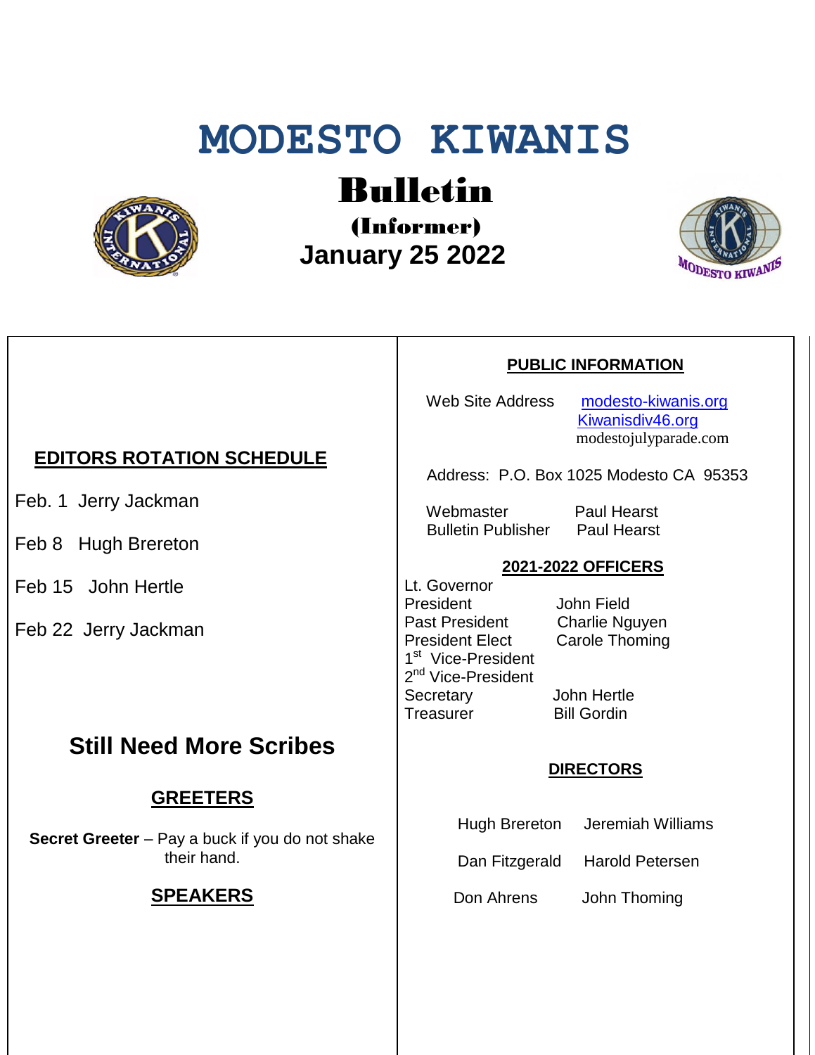# MODESTO KIWANIS

## Bulletin

### (Informer)

**January 25 2022**

## EDITORS ROTATION SCHEDULE

Feb. 1 Jerry Jackman

Feb 8 Hugh Brereton

Feb 15 John Hertle

Feb 22 Jerry Jackman

## Still Need More Scribes

### GREETERS

**Secret Greeter** – Pay a buck if you do not shake their hand.

### SPEAKERS

### PUBLIC INFORMATION

Web Site Address modesto-kiwanis.org
Kiwanisdiv46.org
modestojulyparade.com

Address: P.O. Box 1025 Modesto CA 95353

Webmaster Paul Hearst
Bulletin Publisher Paul Hearst

### 2021-2022 OFFICERS

| | |
|---|---|
| Lt. Governor | |
| President | John Field |
| Past President | Charlie Nguyen |
| President Elect | Carole Thoming |
| 1st Vice-President | |
| 2nd Vice-President | |
| Secretary | John Hertle |
| Treasurer | Bill Gordin |

### DIRECTORS

| | |
|---|---|
| Hugh Brereton | Jeremiah Williams |
| Dan Fitzgerald | Harold Petersen |
| Don Ahrens | John Thoming |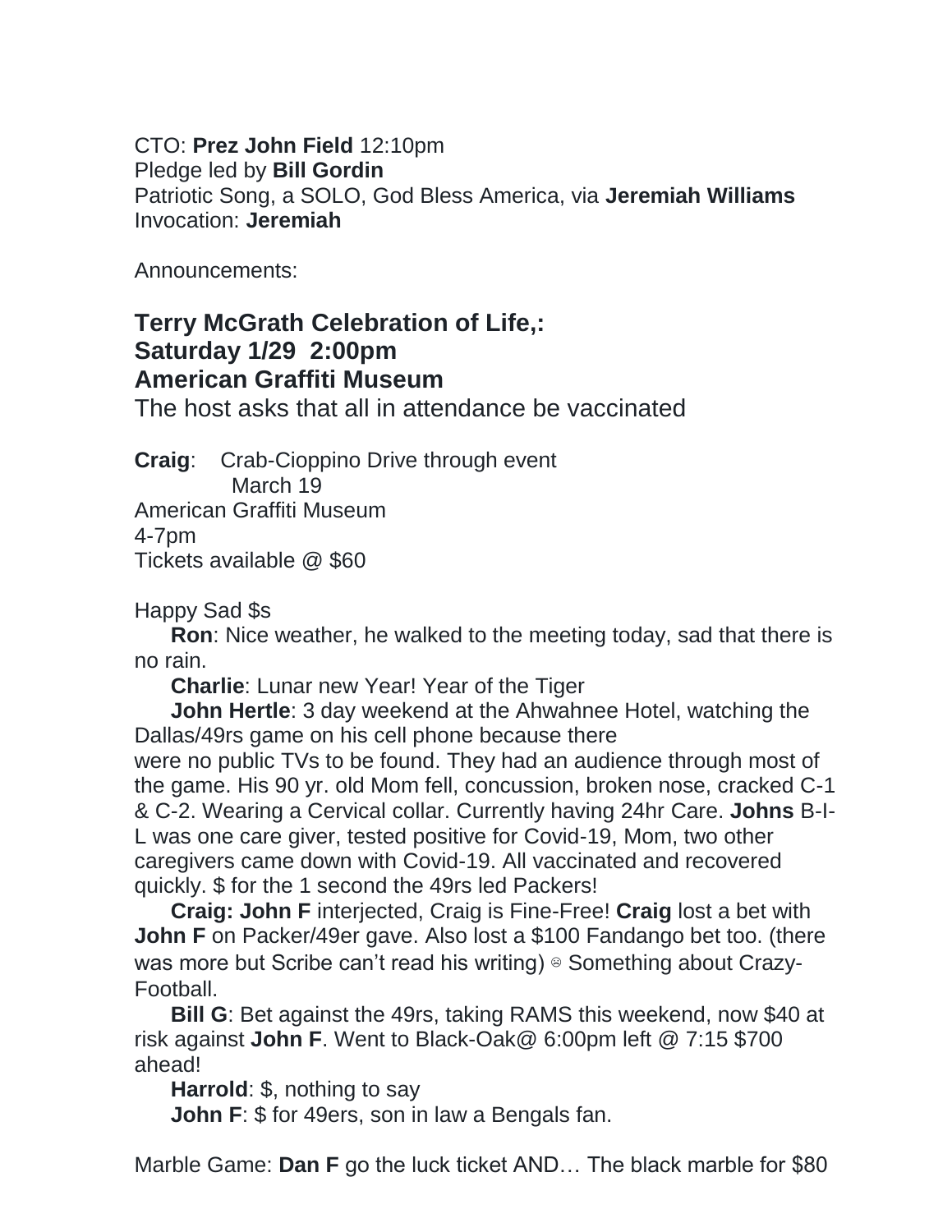CTO: **Prez John Field** 12:10pm
Pledge led by **Bill Gordin**
Patriotic Song, a SOLO, God Bless America, via **Jeremiah Williams**
Invocation: **Jeremiah**

Announcements:

### Terry McGrath Celebration of Life,:
### Saturday 1/29 2:00pm
### American Graffiti Museum

The host asks that all in attendance be vaccinated

**Craig**: Crab-Cioppino Drive through event
March 19
American Graffiti Museum
4-7pm
Tickets available @ $60

Happy Sad $s

**Ron**: Nice weather, he walked to the meeting today, sad that there is no rain.

**Charlie**: Lunar new Year! Year of the Tiger

**John Hertle**: 3 day weekend at the Ahwahnee Hotel, watching the Dallas/49rs game on his cell phone because there were no public TVs to be found. They had an audience through most of the game. His 90 yr. old Mom fell, concussion, broken nose, cracked C-1 & C-2. Wearing a Cervical collar. Currently having 24hr Care. **Johns** B-I-L was one care giver, tested positive for Covid-19, Mom, two other caregivers came down with Covid-19. All vaccinated and recovered quickly. $ for the 1 second the 49rs led Packers!

**Craig: John F** interjected, Craig is Fine-Free! **Craig** lost a bet with **John F** on Packer/49er gave. Also lost a $100 Fandango bet too. (there was more but Scribe can't read his writing) ☹ Something about Crazy-Football.

**Bill G**: Bet against the 49rs, taking RAMS this weekend, now $40 at risk against **John F**. Went to Black-Oak@ 6:00pm left @ 7:15 $700 ahead!

**Harrold**: $, nothing to say

**John F**: $ for 49ers, son in law a Bengals fan.

Marble Game: **Dan F** go the luck ticket AND… The black marble for $80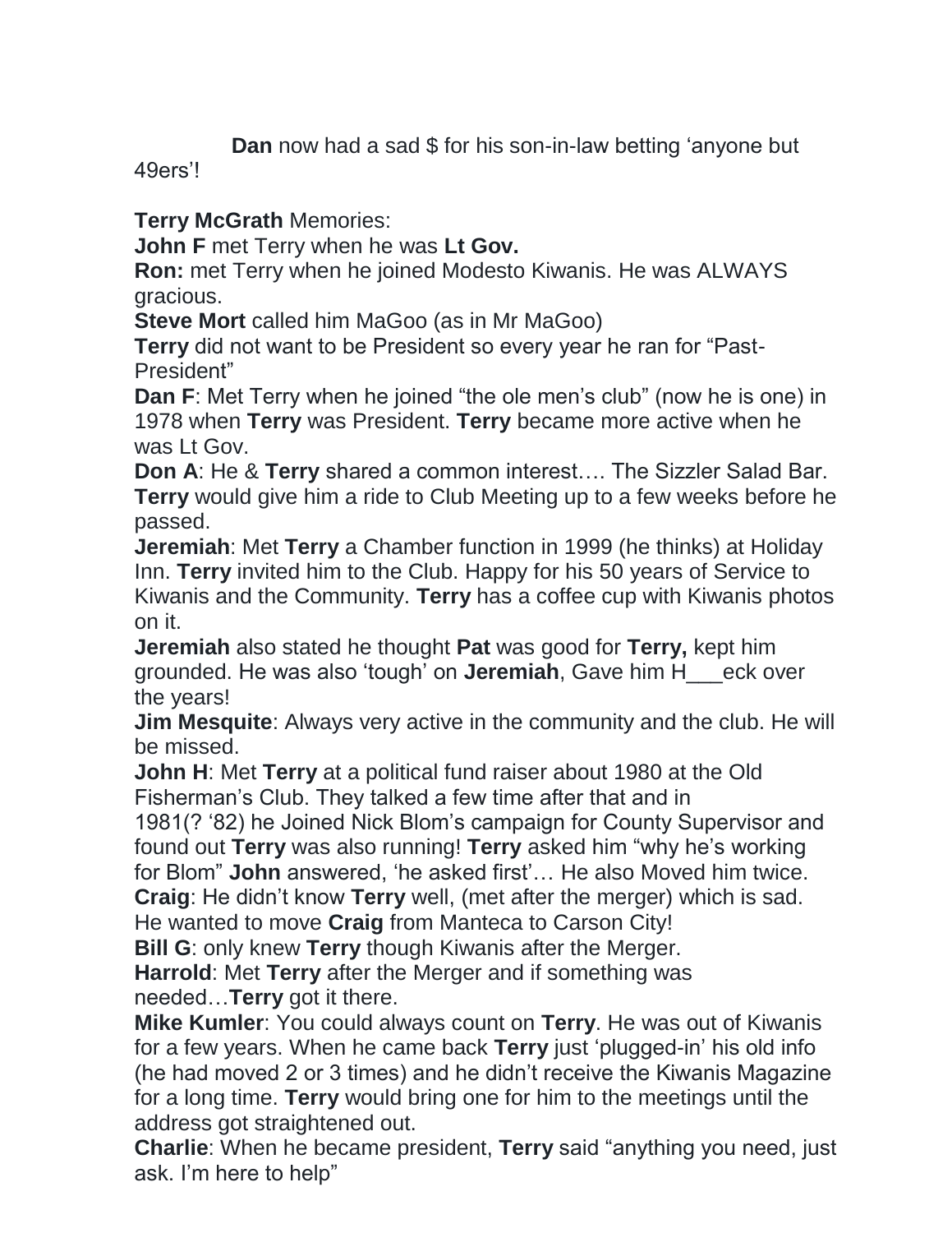**Dan** now had a sad $ for his son-in-law betting 'anyone but 49ers'!

**Terry McGrath** Memories:

**John F** met Terry when he was **Lt Gov.**
**Ron:** met Terry when he joined Modesto Kiwanis. He was ALWAYS gracious.
**Steve Mort** called him MaGoo (as in Mr MaGoo)
**Terry** did not want to be President so every year he ran for "Past-President"
**Dan F**: Met Terry when he joined "the ole men's club" (now he is one) in 1978 when **Terry** was President. **Terry** became more active when he was Lt Gov.
**Don A**: He & **Terry** shared a common interest…. The Sizzler Salad Bar. **Terry** would give him a ride to Club Meeting up to a few weeks before he passed.
**Jeremiah**: Met **Terry** a Chamber function in 1999 (he thinks) at Holiday Inn. **Terry** invited him to the Club. Happy for his 50 years of Service to Kiwanis and the Community. **Terry** has a coffee cup with Kiwanis photos on it.
**Jeremiah** also stated he thought **Pat** was good for **Terry,** kept him grounded. He was also 'tough' on **Jeremiah**, Gave him H___eck over the years!
**Jim Mesquite**: Always very active in the community and the club. He will be missed.
**John H**: Met **Terry** at a political fund raiser about 1980 at the Old Fisherman's Club. They talked a few time after that and in 1981(? '82) he Joined Nick Blom's campaign for County Supervisor and found out **Terry** was also running! **Terry** asked him "why he's working for Blom" **John** answered, 'he asked first'… He also Moved him twice.
**Craig**: He didn't know **Terry** well, (met after the merger) which is sad. He wanted to move **Craig** from Manteca to Carson City!
**Bill G**: only knew **Terry** though Kiwanis after the Merger.
**Harrold**: Met **Terry** after the Merger and if something was needed…**Terry** got it there.
**Mike Kumler**: You could always count on **Terry**. He was out of Kiwanis for a few years. When he came back **Terry** just 'plugged-in' his old info (he had moved 2 or 3 times) and he didn't receive the Kiwanis Magazine for a long time. **Terry** would bring one for him to the meetings until the address got straightened out.
**Charlie**: When he became president, **Terry** said "anything you need, just ask. I'm here to help"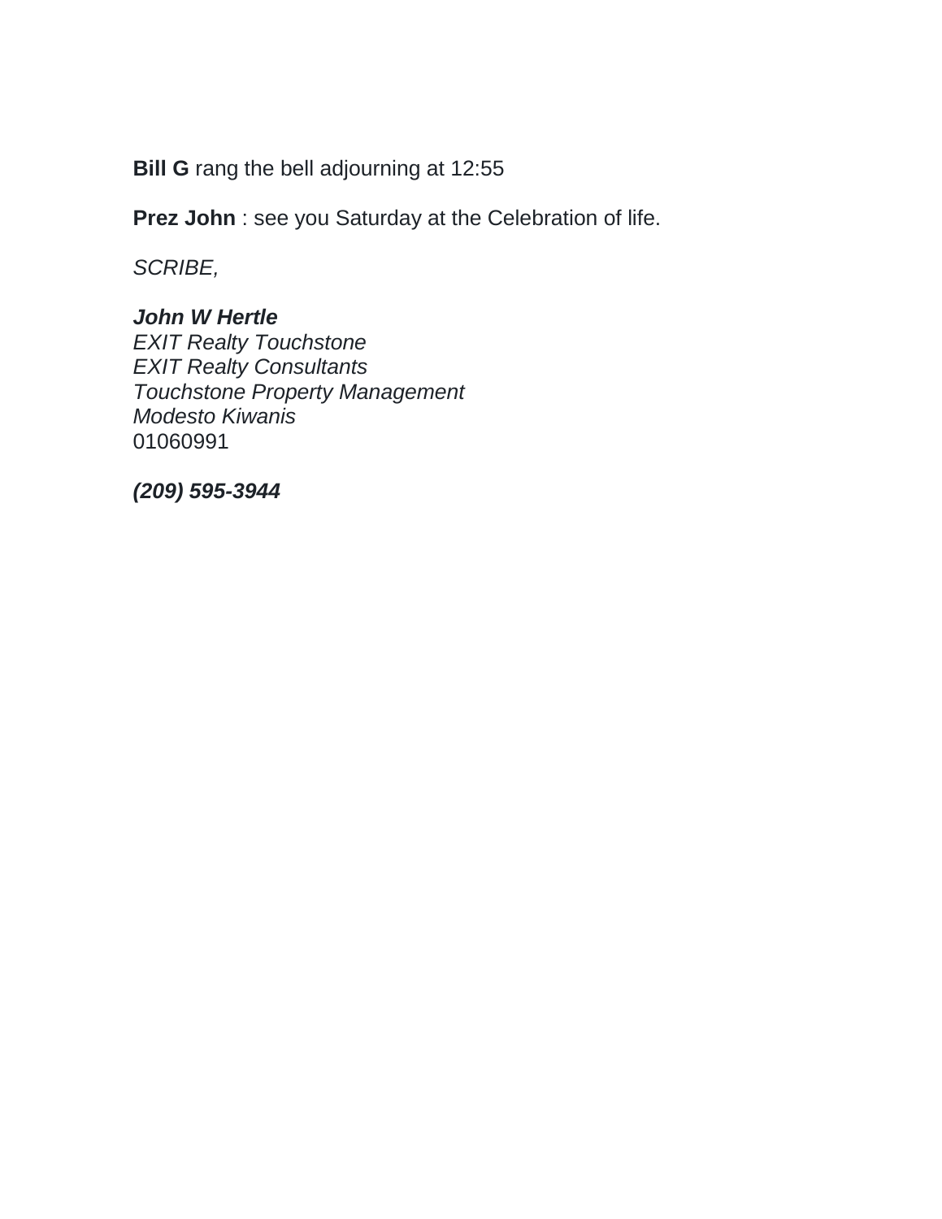**Bill G** rang the bell adjourning at 12:55

**Prez John** : see you Saturday at the Celebration of life.

*SCRIBE,*

***John W Hertle***
*EXIT Realty Touchstone*
*EXIT Realty Consultants*
*Touchstone Property Management*
*Modesto Kiwanis*
01060991

***(209) 595-3944***